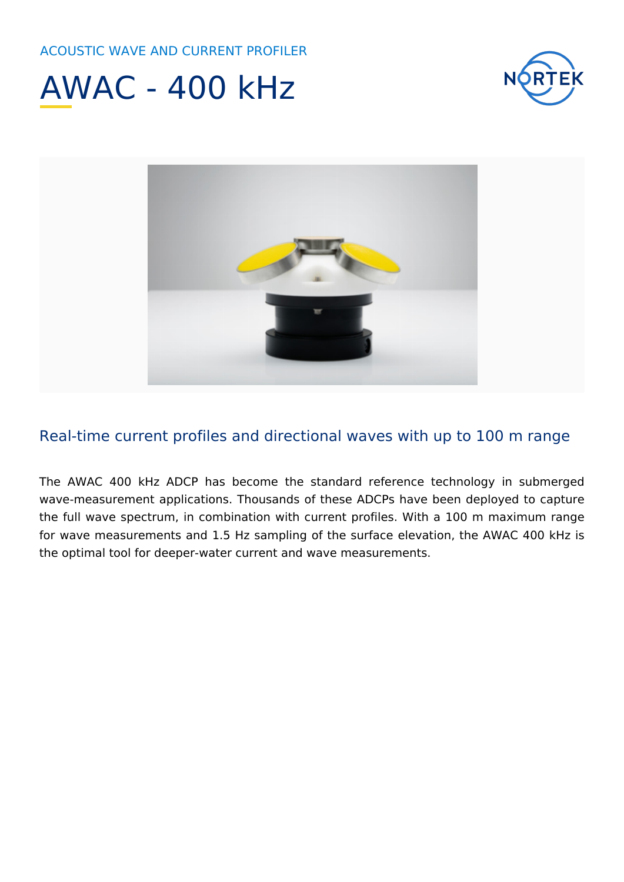ACOUSTIC WAVE AND CURRENT PROFILER

# AWAC - 400 kHz

## Real-time current profiles and directional waves with up to 100 m range

The AWAC 400 kHz ADCP has become the standard reference technology in submerged wave-measurement applications. Thousands of these ADCPs have been deployed to capture the full wave spectrum, in combination with current profiles. With a 100 m maximum range for wave measurements and 1.5 Hz sampling of the surface elevation, the AWAC 400 kHz is the optimal tool for deeper-water current and wave measurements.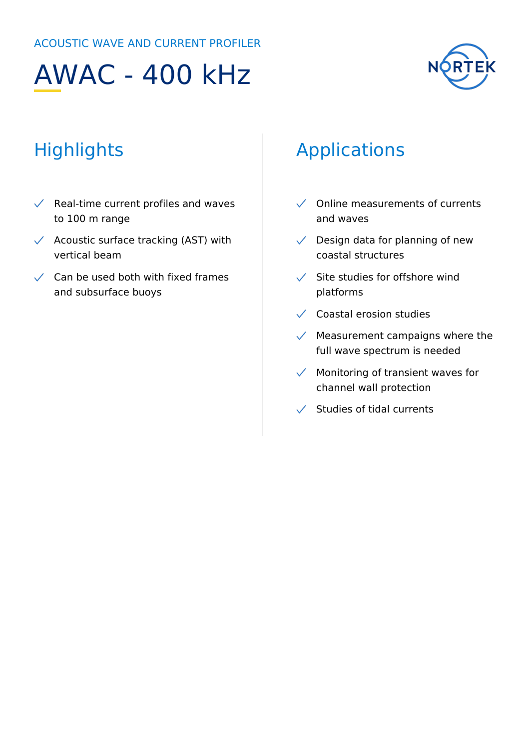ACOUSTIC WAVE AND CURRENT PROFILER

# AWAC - 400 kHz

## Highlights

- Real-time current profiles and waves to 100 m range
- Acoustic surface tracking (AST) with vertical beam
- Can be used both with fixed frames and subsurface buoys

## Applications

- Online measurements of currents and waves
- Design data for planning of new coastal structures
- Site studies for offshore wind platforms
- Coastal erosion studies
- Measurement campaigns where the full wave spectrum is needed
- Monitoring of transient waves for channel wall protection
- Studies of tidal currents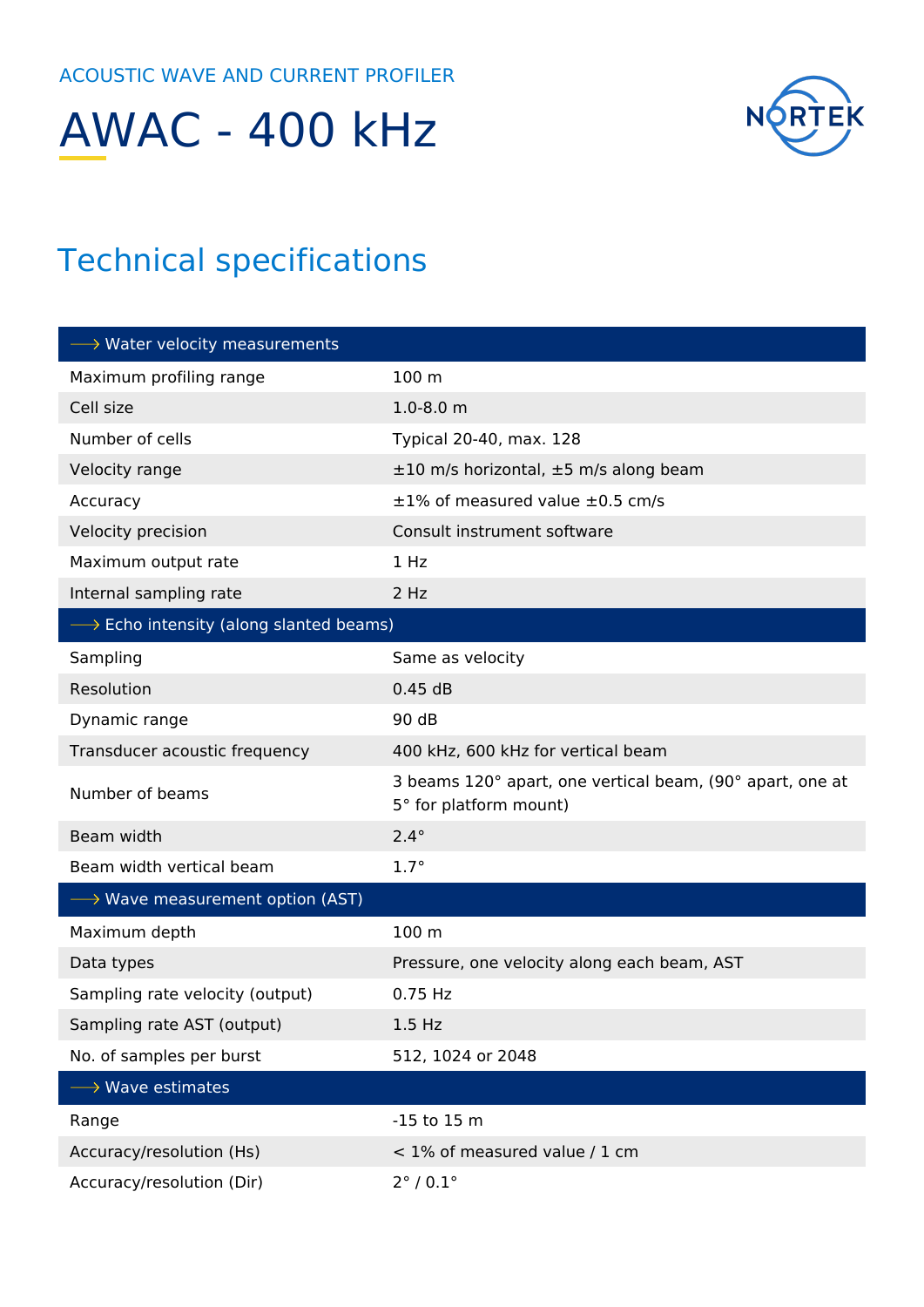ACOUSTIC WAVE AND CURRENT PROFILER

# AWAC - 400 kHz

## Technical specifications

| → Water velocity measurements | |
|---|---|
| Maximum profiling range | 100 m |
| Cell size | 1.0-8.0 m |
| Number of cells | Typical 20-40, max. 128 |
| Velocity range | ±10 m/s horizontal, ±5 m/s along beam |
| Accuracy | ±1% of measured value ±0.5 cm/s |
| Velocity precision | Consult instrument software |
| Maximum output rate | 1 Hz |
| Internal sampling rate | 2 Hz |
| **→ Echo intensity (along slanted beams)** | |
| Sampling | Same as velocity |
| Resolution | 0.45 dB |
| Dynamic range | 90 dB |
| Transducer acoustic frequency | 400 kHz, 600 kHz for vertical beam |
| Number of beams | 3 beams 120° apart, one vertical beam, (90° apart, one at 5° for platform mount) |
| Beam width | 2.4° |
| Beam width vertical beam | 1.7° |
| **→ Wave measurement option (AST)** | |
| Maximum depth | 100 m |
| Data types | Pressure, one velocity along each beam, AST |
| Sampling rate velocity (output) | 0.75 Hz |
| Sampling rate AST (output) | 1.5 Hz |
| No. of samples per burst | 512, 1024 or 2048 |
| **→ Wave estimates** | |
| Range | -15 to 15 m |
| Accuracy/resolution (Hs) | < 1% of measured value / 1 cm |
| Accuracy/resolution (Dir) | 2° / 0.1° |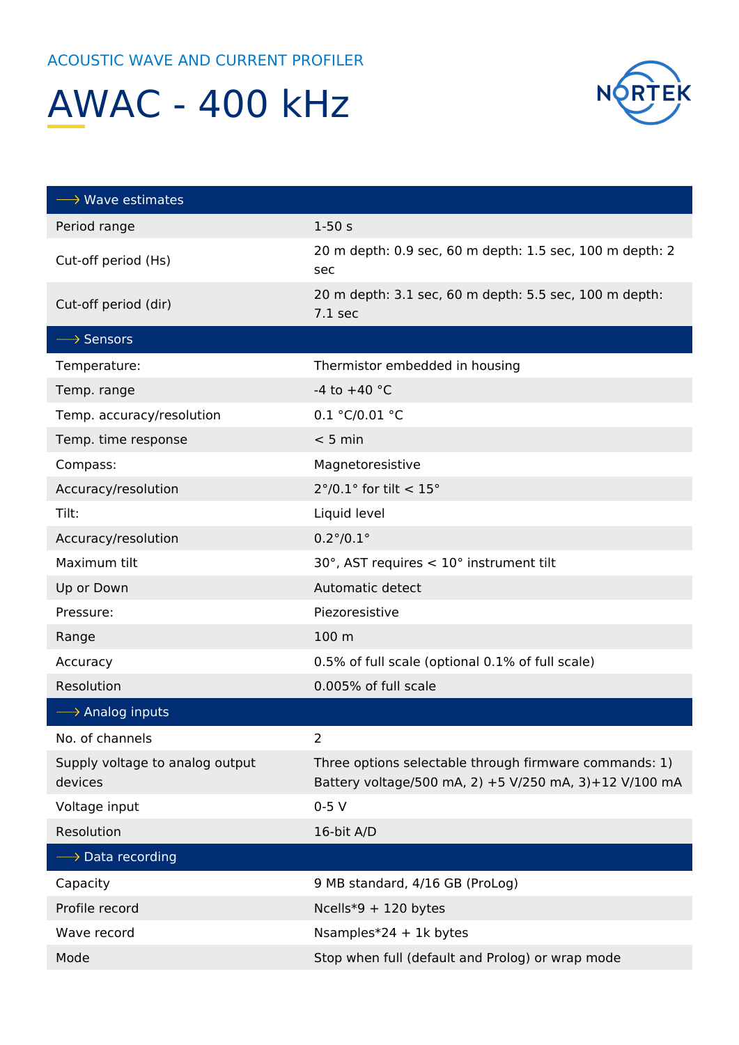ACOUSTIC WAVE AND CURRENT PROFILER

# AWAC - 400 kHz

| ⟶ Wave estimates | |
|---|---|
| Period range | 1-50 s |
| Cut-off period (Hs) | 20 m depth: 0.9 sec, 60 m depth: 1.5 sec, 100 m depth: 2 sec |
| Cut-off period (dir) | 20 m depth: 3.1 sec, 60 m depth: 5.5 sec, 100 m depth: 7.1 sec |
| **⟶ Sensors** | |
| Temperature: | Thermistor embedded in housing |
| Temp. range | -4 to +40 °C |
| Temp. accuracy/resolution | 0.1 °C/0.01 °C |
| Temp. time response | < 5 min |
| Compass: | Magnetoresistive |
| Accuracy/resolution | 2°/0.1° for tilt < 15° |
| Tilt: | Liquid level |
| Accuracy/resolution | 0.2°/0.1° |
| Maximum tilt | 30°, AST requires < 10° instrument tilt |
| Up or Down | Automatic detect |
| Pressure: | Piezoresistive |
| Range | 100 m |
| Accuracy | 0.5% of full scale (optional 0.1% of full scale) |
| Resolution | 0.005% of full scale |
| **⟶ Analog inputs** | |
| No. of channels | 2 |
| Supply voltage to analog output devices | Three options selectable through firmware commands: 1) Battery voltage/500 mA, 2) +5 V/250 mA, 3)+12 V/100 mA |
| Voltage input | 0-5 V |
| Resolution | 16-bit A/D |
| **⟶ Data recording** | |
| Capacity | 9 MB standard, 4/16 GB (ProLog) |
| Profile record | Ncells*9 + 120 bytes |
| Wave record | Nsamples*24 + 1k bytes |
| Mode | Stop when full (default and Prolog) or wrap mode |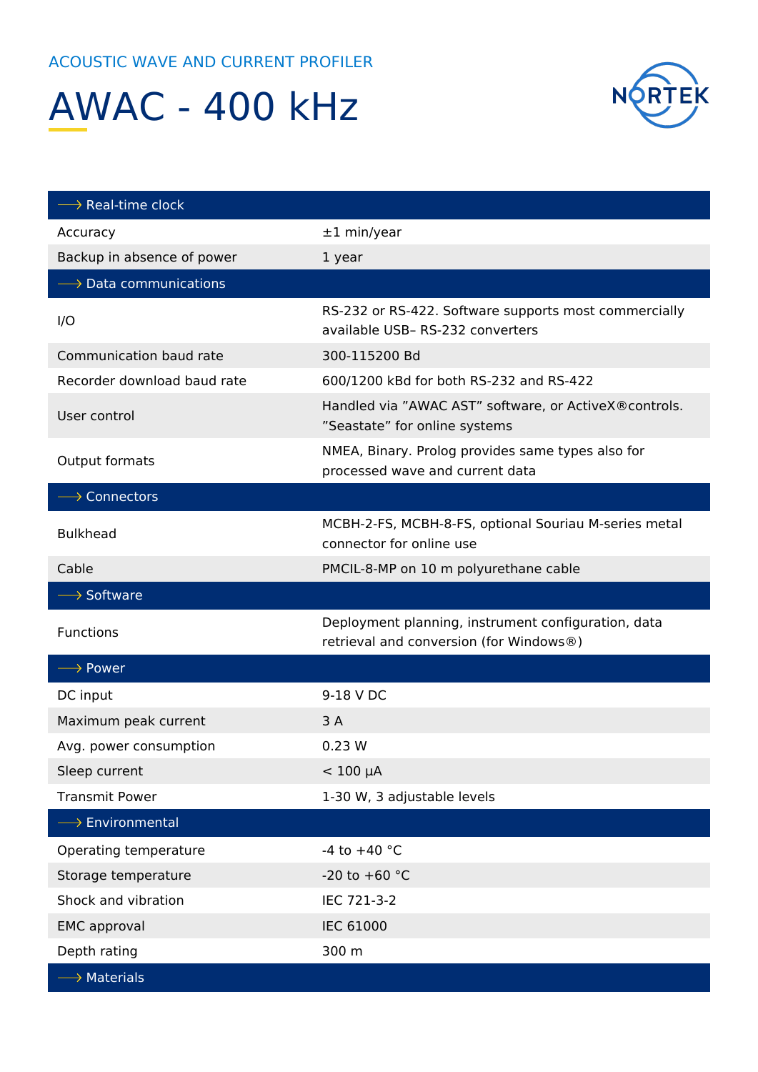ACOUSTIC WAVE AND CURRENT PROFILER

# AWAC - 400 kHz

NORTEK

| ⟶ Real-time clock | |
|---|---|
| Accuracy | ±1 min/year |
| Backup in absence of power | 1 year |
| **⟶ Data communications** | |
| I/O | RS-232 or RS-422. Software supports most commercially available USB– RS-232 converters |
| Communication baud rate | 300-115200 Bd |
| Recorder download baud rate | 600/1200 kBd for both RS-232 and RS-422 |
| User control | Handled via ”AWAC AST” software, or ActiveX®controls. ”Seastate” for online systems |
| Output formats | NMEA, Binary. Prolog provides same types also for processed wave and current data |
| **⟶ Connectors** | |
| Bulkhead | MCBH-2-FS, MCBH-8-FS, optional Souriau M-series metal connector for online use |
| Cable | PMCIL-8-MP on 10 m polyurethane cable |
| **⟶ Software** | |
| Functions | Deployment planning, instrument configuration, data retrieval and conversion (for Windows®) |
| **⟶ Power** | |
| DC input | 9-18 V DC |
| Maximum peak current | 3 A |
| Avg. power consumption | 0.23 W |
| Sleep current | < 100 µA |
| Transmit Power | 1-30 W, 3 adjustable levels |
| **⟶ Environmental** | |
| Operating temperature | -4 to +40 °C |
| Storage temperature | -20 to +60 °C |
| Shock and vibration | IEC 721-3-2 |
| EMC approval | IEC 61000 |
| Depth rating | 300 m |
| **⟶ Materials** | |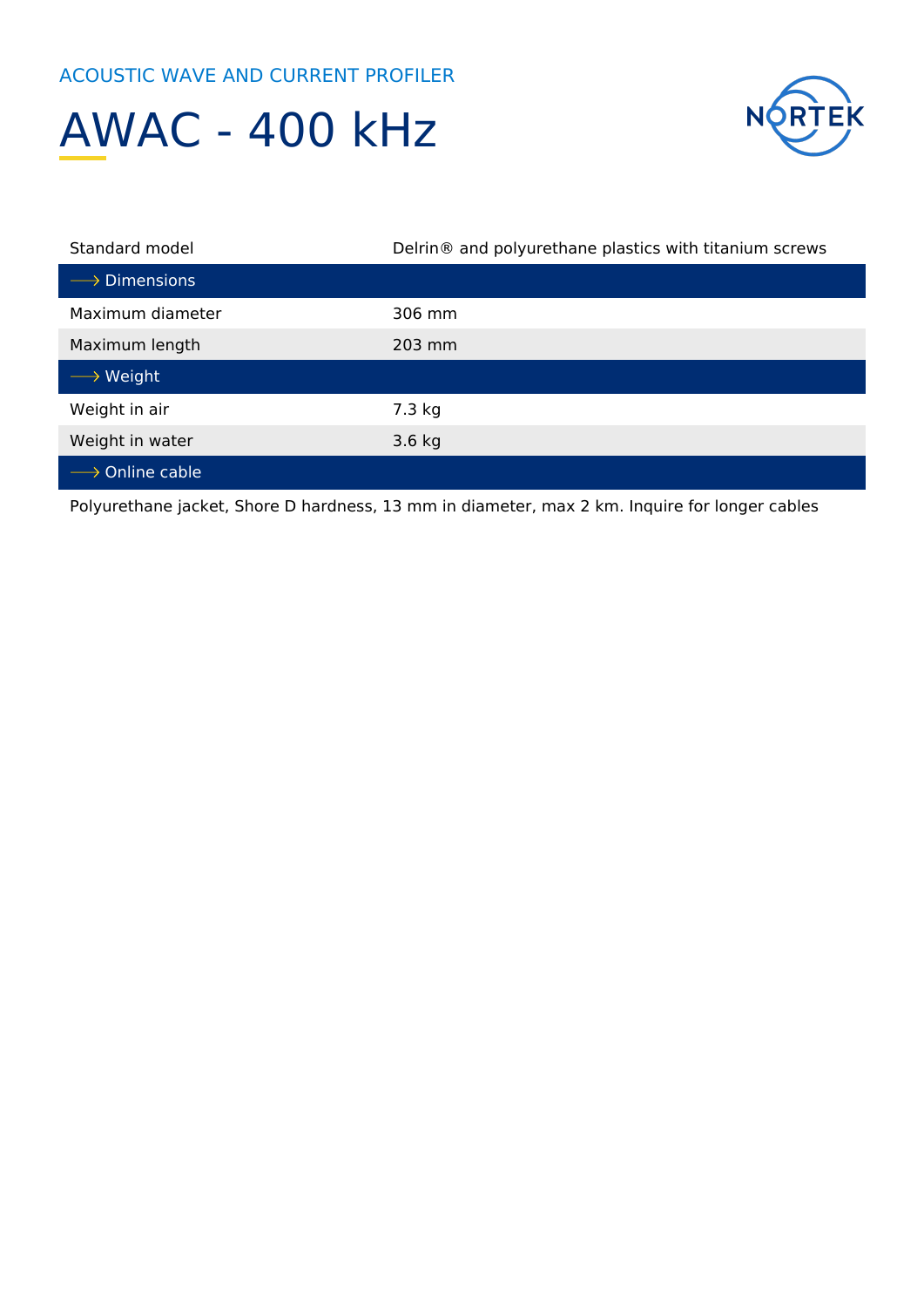ACOUSTIC WAVE AND CURRENT PROFILER

# AWAC - 400 kHz

| | |
|---|---|
| Standard model | Delrin® and polyurethane plastics with titanium screws |
| **⟶ Dimensions** | |
| Maximum diameter | 306 mm |
| Maximum length | 203 mm |
| **⟶ Weight** | |
| Weight in air | 7.3 kg |
| Weight in water | 3.6 kg |
| **⟶ Online cable** | |

Polyurethane jacket, Shore D hardness, 13 mm in diameter, max 2 km. Inquire for longer cables